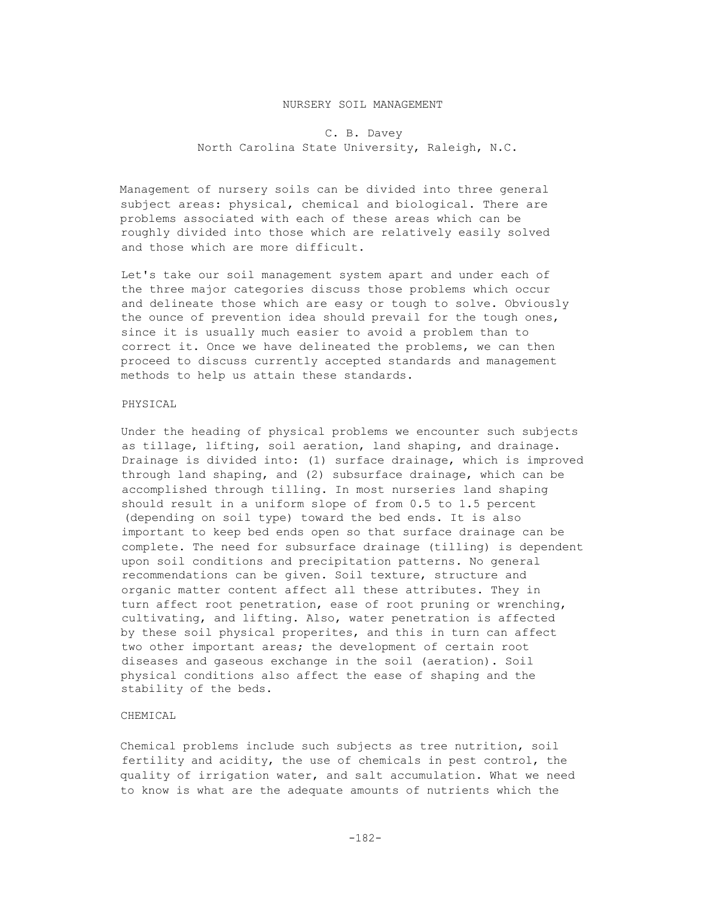# NURSERY SOIL MANAGEMENT

C. B. Davey
North Carolina State University, Raleigh, N.C.

Management of nursery soils can be divided into three general subject areas: physical, chemical and biological. There are problems associated with each of these areas which can be roughly divided into those which are relatively easily solved and those which are more difficult.

Let's take our soil management system apart and under each of the three major categories discuss those problems which occur and delineate those which are easy or tough to solve. Obviously the ounce of prevention idea should prevail for the tough ones, since it is usually much easier to avoid a problem than to correct it. Once we have delineated the problems, we can then proceed to discuss currently accepted standards and management methods to help us attain these standards.

## PHYSICAL

Under the heading of physical problems we encounter such subjects as tillage, lifting, soil aeration, land shaping, and drainage. Drainage is divided into: (1) surface drainage, which is improved through land shaping, and (2) subsurface drainage, which can be accomplished through tilling. In most nurseries land shaping should result in a uniform slope of from 0.5 to 1.5 percent (depending on soil type) toward the bed ends. It is also important to keep bed ends open so that surface drainage can be complete. The need for subsurface drainage (tilling) is dependent upon soil conditions and precipitation patterns. No general recommendations can be given. Soil texture, structure and organic matter content affect all these attributes. They in turn affect root penetration, ease of root pruning or wrenching, cultivating, and lifting. Also, water penetration is affected by these soil physical properites, and this in turn can affect two other important areas; the development of certain root diseases and gaseous exchange in the soil (aeration). Soil physical conditions also affect the ease of shaping and the stability of the beds.

## CHEMICAL

Chemical problems include such subjects as tree nutrition, soil fertility and acidity, the use of chemicals in pest control, the quality of irrigation water, and salt accumulation. What we need to know is what are the adequate amounts of nutrients which the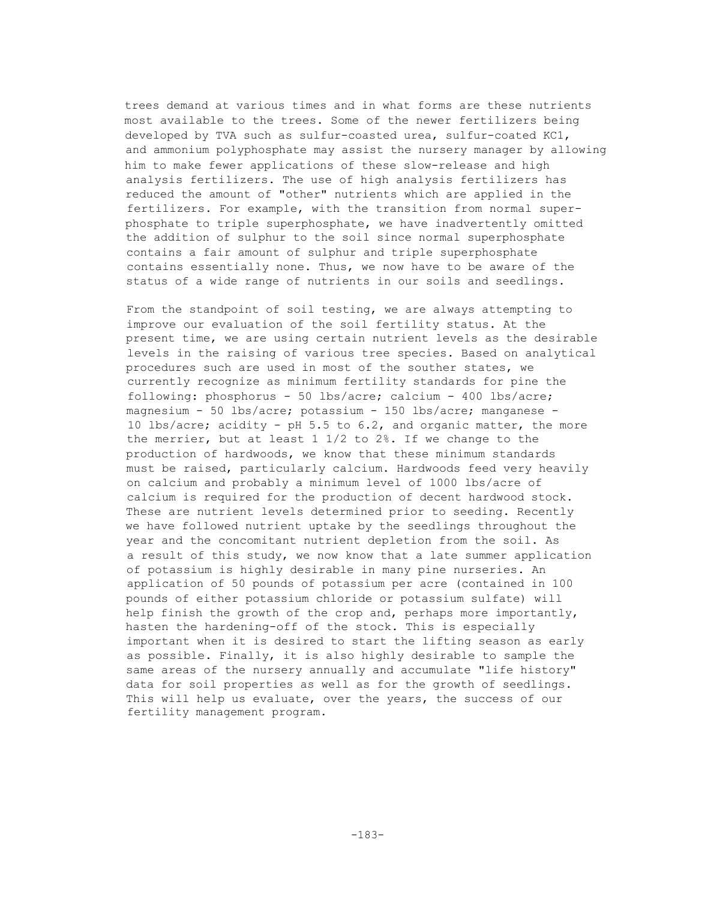trees demand at various times and in what forms are these nutrients most available to the trees. Some of the newer fertilizers being developed by TVA such as sulfur-coasted urea, sulfur-coated KC1, and ammonium polyphosphate may assist the nursery manager by allowing him to make fewer applications of these slow-release and high analysis fertilizers. The use of high analysis fertilizers has reduced the amount of "other" nutrients which are applied in the fertilizers. For example, with the transition from normal superphosphate to triple superphosphate, we have inadvertently omitted the addition of sulphur to the soil since normal superphosphate contains a fair amount of sulphur and triple superphosphate contains essentially none. Thus, we now have to be aware of the status of a wide range of nutrients in our soils and seedlings.

From the standpoint of soil testing, we are always attempting to improve our evaluation of the soil fertility status. At the present time, we are using certain nutrient levels as the desirable levels in the raising of various tree species. Based on analytical procedures such are used in most of the souther states, we currently recognize as minimum fertility standards for pine the following: phosphorus - 50 lbs/acre; calcium - 400 lbs/acre; magnesium - 50 lbs/acre; potassium - 150 lbs/acre; manganese - 10 lbs/acre; acidity - pH 5.5 to 6.2, and organic matter, the more the merrier, but at least 1 1/2 to 2%. If we change to the production of hardwoods, we know that these minimum standards must be raised, particularly calcium. Hardwoods feed very heavily on calcium and probably a minimum level of 1000 lbs/acre of calcium is required for the production of decent hardwood stock. These are nutrient levels determined prior to seeding. Recently we have followed nutrient uptake by the seedlings throughout the year and the concomitant nutrient depletion from the soil. As a result of this study, we now know that a late summer application of potassium is highly desirable in many pine nurseries. An application of 50 pounds of potassium per acre (contained in 100 pounds of either potassium chloride or potassium sulfate) will help finish the growth of the crop and, perhaps more importantly, hasten the hardening-off of the stock. This is especially important when it is desired to start the lifting season as early as possible. Finally, it is also highly desirable to sample the same areas of the nursery annually and accumulate "life history" data for soil properties as well as for the growth of seedlings. This will help us evaluate, over the years, the success of our fertility management program.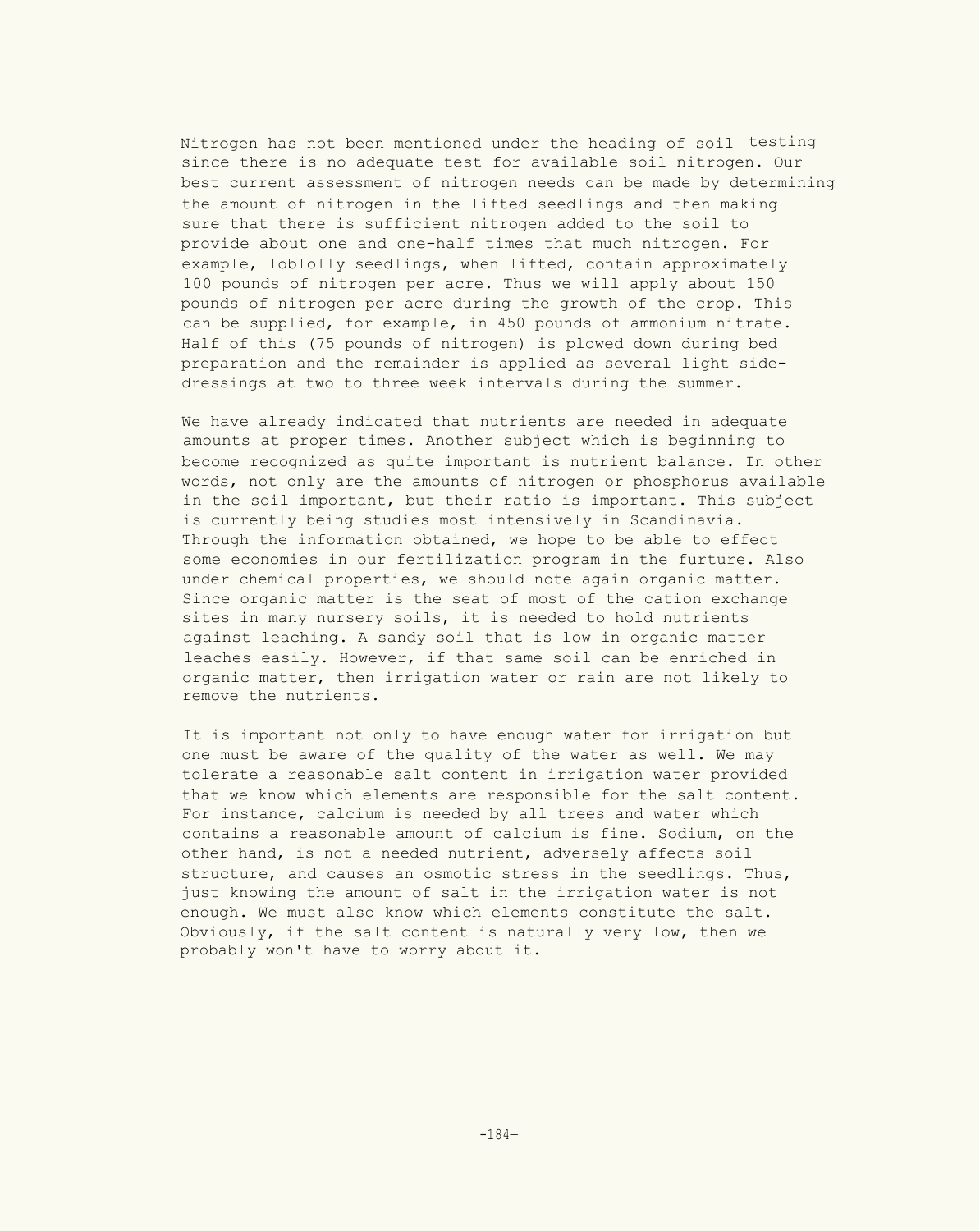Nitrogen has not been mentioned under the heading of soil testing since there is no adequate test for available soil nitrogen. Our best current assessment of nitrogen needs can be made by determining the amount of nitrogen in the lifted seedlings and then making sure that there is sufficient nitrogen added to the soil to provide about one and one-half times that much nitrogen. For example, loblolly seedlings, when lifted, contain approximately 100 pounds of nitrogen per acre. Thus we will apply about 150 pounds of nitrogen per acre during the growth of the crop. This can be supplied, for example, in 450 pounds of ammonium nitrate. Half of this (75 pounds of nitrogen) is plowed down during bed preparation and the remainder is applied as several light side-dressings at two to three week intervals during the summer.

We have already indicated that nutrients are needed in adequate amounts at proper times. Another subject which is beginning to become recognized as quite important is nutrient balance. In other words, not only are the amounts of nitrogen or phosphorus available in the soil important, but their ratio is important. This subject is currently being studies most intensively in Scandinavia. Through the information obtained, we hope to be able to effect some economies in our fertilization program in the furture. Also under chemical properties, we should note again organic matter. Since organic matter is the seat of most of the cation exchange sites in many nursery soils, it is needed to hold nutrients against leaching. A sandy soil that is low in organic matter leaches easily. However, if that same soil can be enriched in organic matter, then irrigation water or rain are not likely to remove the nutrients.

It is important not only to have enough water for irrigation but one must be aware of the quality of the water as well. We may tolerate a reasonable salt content in irrigation water provided that we know which elements are responsible for the salt content. For instance, calcium is needed by all trees and water which contains a reasonable amount of calcium is fine. Sodium, on the other hand, is not a needed nutrient, adversely affects soil structure, and causes an osmotic stress in the seedlings. Thus, just knowing the amount of salt in the irrigation water is not enough. We must also know which elements constitute the salt. Obviously, if the salt content is naturally very low, then we probably won't have to worry about it.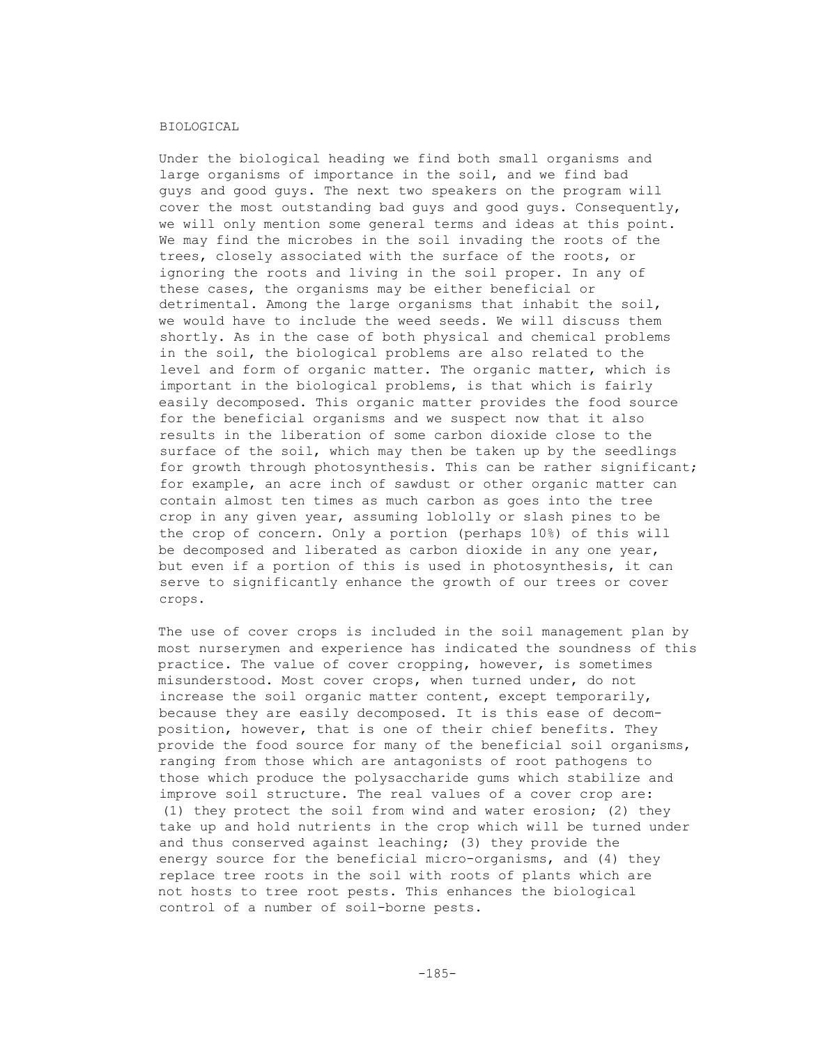## BIOLOGICAL

Under the biological heading we find both small organisms and large organisms of importance in the soil, and we find bad guys and good guys. The next two speakers on the program will cover the most outstanding bad guys and good guys. Consequently, we will only mention some general terms and ideas at this point. We may find the microbes in the soil invading the roots of the trees, closely associated with the surface of the roots, or ignoring the roots and living in the soil proper. In any of these cases, the organisms may be either beneficial or detrimental. Among the large organisms that inhabit the soil, we would have to include the weed seeds. We will discuss them shortly. As in the case of both physical and chemical problems in the soil, the biological problems are also related to the level and form of organic matter. The organic matter, which is important in the biological problems, is that which is fairly easily decomposed. This organic matter provides the food source for the beneficial organisms and we suspect now that it also results in the liberation of some carbon dioxide close to the surface of the soil, which may then be taken up by the seedlings for growth through photosynthesis. This can be rather significant; for example, an acre inch of sawdust or other organic matter can contain almost ten times as much carbon as goes into the tree crop in any given year, assuming loblolly or slash pines to be the crop of concern. Only a portion (perhaps 10%) of this will be decomposed and liberated as carbon dioxide in any one year, but even if a portion of this is used in photosynthesis, it can serve to significantly enhance the growth of our trees or cover crops.

The use of cover crops is included in the soil management plan by most nurserymen and experience has indicated the soundness of this practice. The value of cover cropping, however, is sometimes misunderstood. Most cover crops, when turned under, do not increase the soil organic matter content, except temporarily, because they are easily decomposed. It is this ease of decomposition, however, that is one of their chief benefits. They provide the food source for many of the beneficial soil organisms, ranging from those which are antagonists of root pathogens to those which produce the polysaccharide gums which stabilize and improve soil structure. The real values of a cover crop are: (1) they protect the soil from wind and water erosion; (2) they take up and hold nutrients in the crop which will be turned under and thus conserved against leaching; (3) they provide the energy source for the beneficial micro-organisms, and (4) they replace tree roots in the soil with roots of plants which are not hosts to tree root pests. This enhances the biological control of a number of soil-borne pests.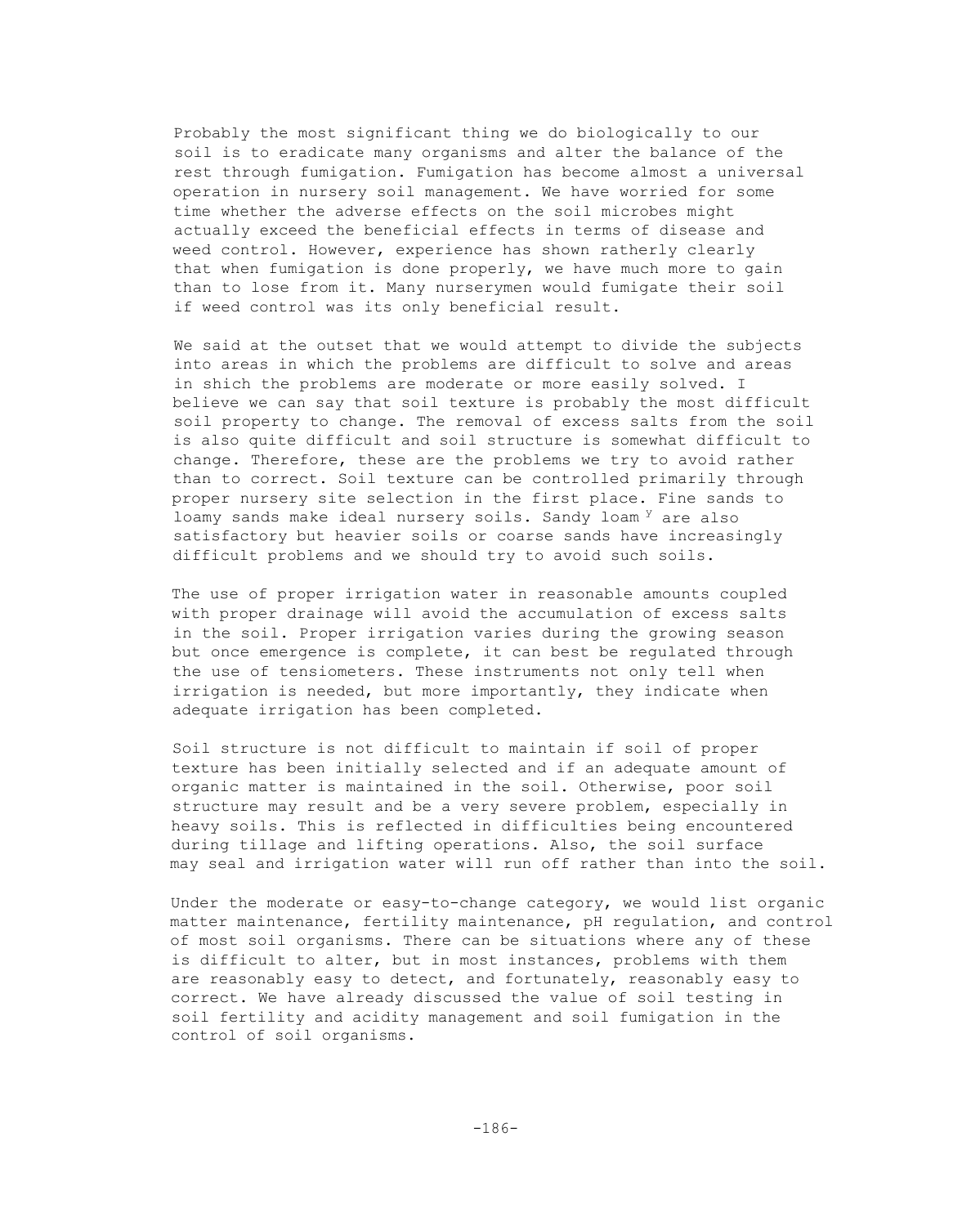Probably the most significant thing we do biologically to our soil is to eradicate many organisms and alter the balance of the rest through fumigation. Fumigation has become almost a universal operation in nursery soil management. We have worried for some time whether the adverse effects on the soil microbes might actually exceed the beneficial effects in terms of disease and weed control. However, experience has shown ratherly clearly that when fumigation is done properly, we have much more to gain than to lose from it. Many nurserymen would fumigate their soil if weed control was its only beneficial result.

We said at the outset that we would attempt to divide the subjects into areas in which the problems are difficult to solve and areas in shich the problems are moderate or more easily solved. I believe we can say that soil texture is probably the most difficult soil property to change. The removal of excess salts from the soil is also quite difficult and soil structure is somewhat difficult to change. Therefore, these are the problems we try to avoid rather than to correct. Soil texture can be controlled primarily through proper nursery site selection in the first place. Fine sands to loamy sands make ideal nursery soils. Sandy loam y are also satisfactory but heavier soils or coarse sands have increasingly difficult problems and we should try to avoid such soils.

The use of proper irrigation water in reasonable amounts coupled with proper drainage will avoid the accumulation of excess salts in the soil. Proper irrigation varies during the growing season but once emergence is complete, it can best be regulated through the use of tensiometers. These instruments not only tell when irrigation is needed, but more importantly, they indicate when adequate irrigation has been completed.

Soil structure is not difficult to maintain if soil of proper texture has been initially selected and if an adequate amount of organic matter is maintained in the soil. Otherwise, poor soil structure may result and be a very severe problem, especially in heavy soils. This is reflected in difficulties being encountered during tillage and lifting operations. Also, the soil surface may seal and irrigation water will run off rather than into the soil.

Under the moderate or easy-to-change category, we would list organic matter maintenance, fertility maintenance, pH regulation, and control of most soil organisms. There can be situations where any of these is difficult to alter, but in most instances, problems with them are reasonably easy to detect, and fortunately, reasonably easy to correct. We have already discussed the value of soil testing in soil fertility and acidity management and soil fumigation in the control of soil organisms.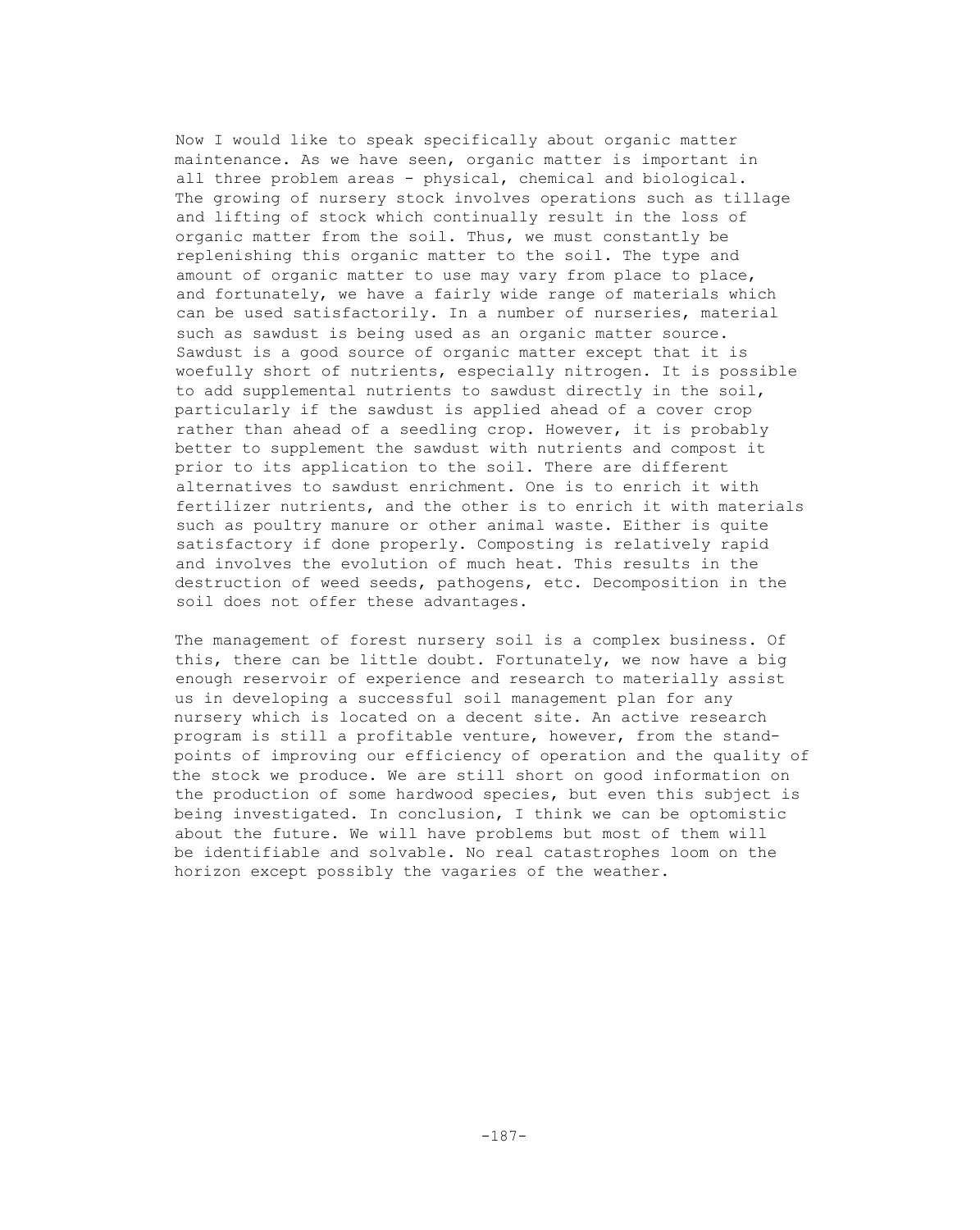Now I would like to speak specifically about organic matter maintenance. As we have seen, organic matter is important in all three problem areas - physical, chemical and biological. The growing of nursery stock involves operations such as tillage and lifting of stock which continually result in the loss of organic matter from the soil. Thus, we must constantly be replenishing this organic matter to the soil. The type and amount of organic matter to use may vary from place to place, and fortunately, we have a fairly wide range of materials which can be used satisfactorily. In a number of nurseries, material such as sawdust is being used as an organic matter source. Sawdust is a good source of organic matter except that it is woefully short of nutrients, especially nitrogen. It is possible to add supplemental nutrients to sawdust directly in the soil, particularly if the sawdust is applied ahead of a cover crop rather than ahead of a seedling crop. However, it is probably better to supplement the sawdust with nutrients and compost it prior to its application to the soil. There are different alternatives to sawdust enrichment. One is to enrich it with fertilizer nutrients, and the other is to enrich it with materials such as poultry manure or other animal waste. Either is quite satisfactory if done properly. Composting is relatively rapid and involves the evolution of much heat. This results in the destruction of weed seeds, pathogens, etc. Decomposition in the soil does not offer these advantages.

The management of forest nursery soil is a complex business. Of this, there can be little doubt. Fortunately, we now have a big enough reservoir of experience and research to materially assist us in developing a successful soil management plan for any nursery which is located on a decent site. An active research program is still a profitable venture, however, from the standpoints of improving our efficiency of operation and the quality of the stock we produce. We are still short on good information on the production of some hardwood species, but even this subject is being investigated. In conclusion, I think we can be optomistic about the future. We will have problems but most of them will be identifiable and solvable. No real catastrophes loom on the horizon except possibly the vagaries of the weather.